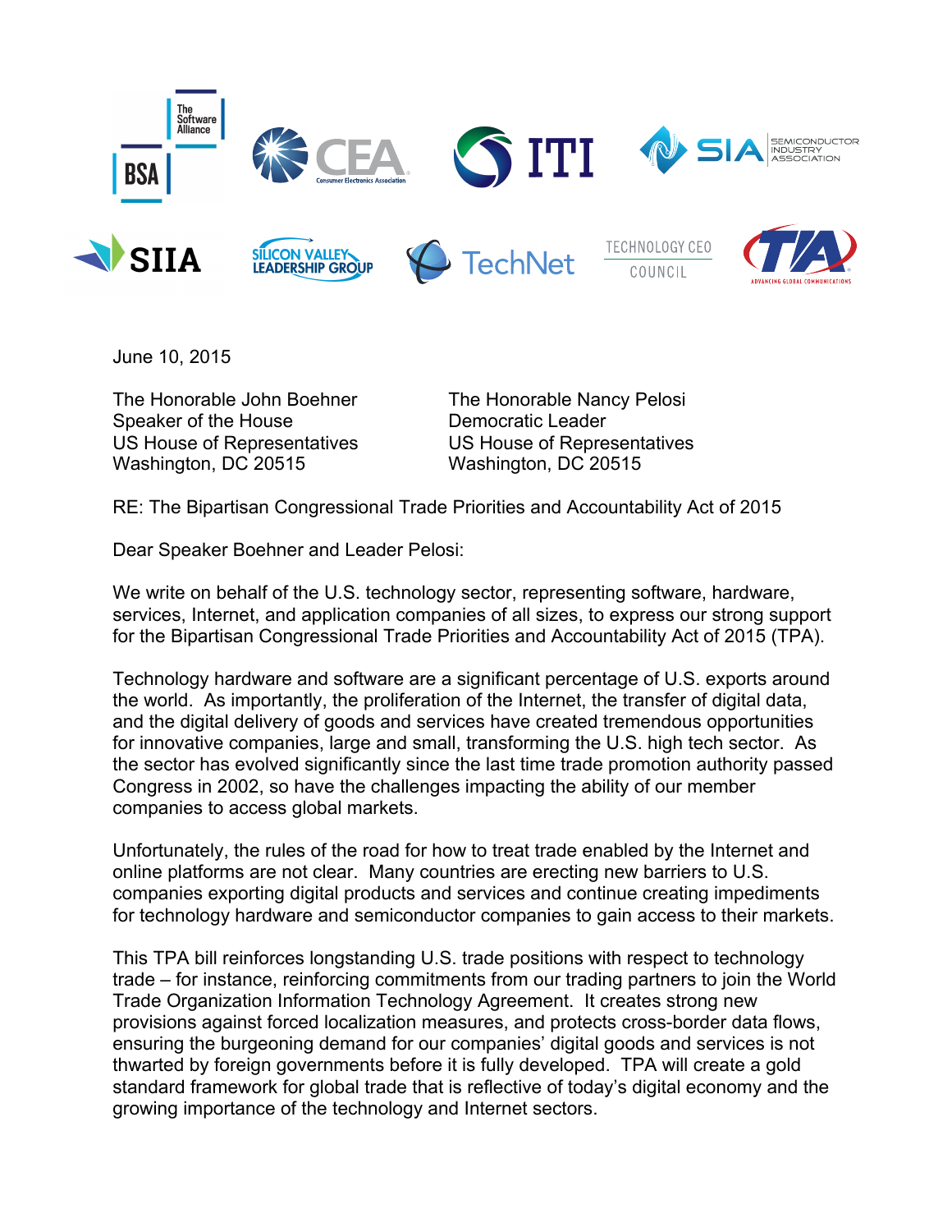June 10, 2015

The Honorable John Boehner
Speaker of the House
US House of Representatives
Washington, DC 20515

The Honorable Nancy Pelosi
Democratic Leader
US House of Representatives
Washington, DC 20515

RE: The Bipartisan Congressional Trade Priorities and Accountability Act of 2015

Dear Speaker Boehner and Leader Pelosi:

We write on behalf of the U.S. technology sector, representing software, hardware, services, Internet, and application companies of all sizes, to express our strong support for the Bipartisan Congressional Trade Priorities and Accountability Act of 2015 (TPA).

Technology hardware and software are a significant percentage of U.S. exports around the world. As importantly, the proliferation of the Internet, the transfer of digital data, and the digital delivery of goods and services have created tremendous opportunities for innovative companies, large and small, transforming the U.S. high tech sector. As the sector has evolved significantly since the last time trade promotion authority passed Congress in 2002, so have the challenges impacting the ability of our member companies to access global markets.

Unfortunately, the rules of the road for how to treat trade enabled by the Internet and online platforms are not clear. Many countries are erecting new barriers to U.S. companies exporting digital products and services and continue creating impediments for technology hardware and semiconductor companies to gain access to their markets.

This TPA bill reinforces longstanding U.S. trade positions with respect to technology trade – for instance, reinforcing commitments from our trading partners to join the World Trade Organization Information Technology Agreement. It creates strong new provisions against forced localization measures, and protects cross-border data flows, ensuring the burgeoning demand for our companies' digital goods and services is not thwarted by foreign governments before it is fully developed. TPA will create a gold standard framework for global trade that is reflective of today's digital economy and the growing importance of the technology and Internet sectors.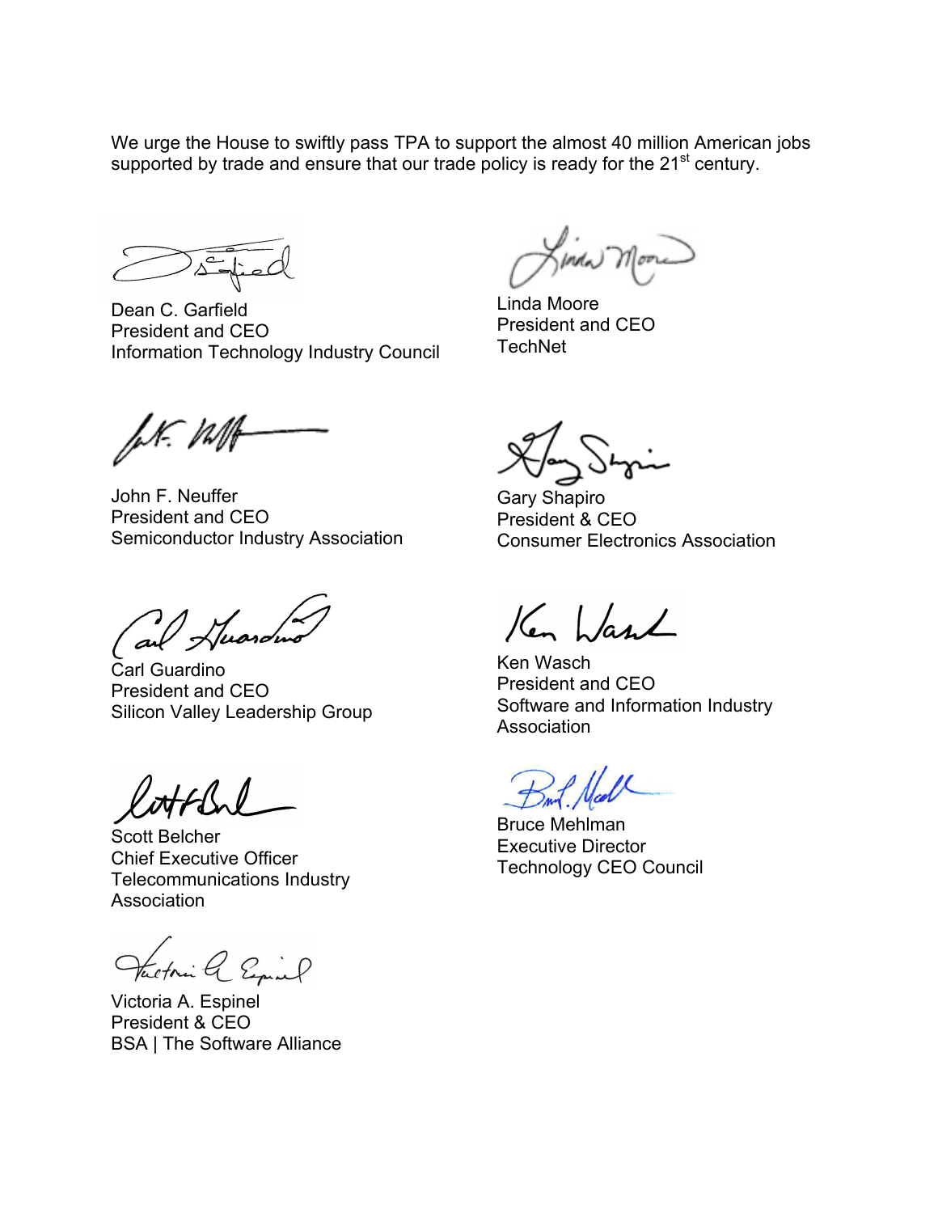We urge the House to swiftly pass TPA to support the almost 40 million American jobs supported by trade and ensure that our trade policy is ready for the 21st century.

Dean C. Garfield
President and CEO
Information Technology Industry Council

Linda Moore
President and CEO
TechNet

John F. Neuffer
President and CEO
Semiconductor Industry Association

Gary Shapiro
President & CEO
Consumer Electronics Association

Carl Guardino
President and CEO
Silicon Valley Leadership Group

Ken Wasch
President and CEO
Software and Information Industry Association

Scott Belcher
Chief Executive Officer
Telecommunications Industry Association

Bruce Mehlman
Executive Director
Technology CEO Council

Victoria A. Espinel
President & CEO
BSA | The Software Alliance